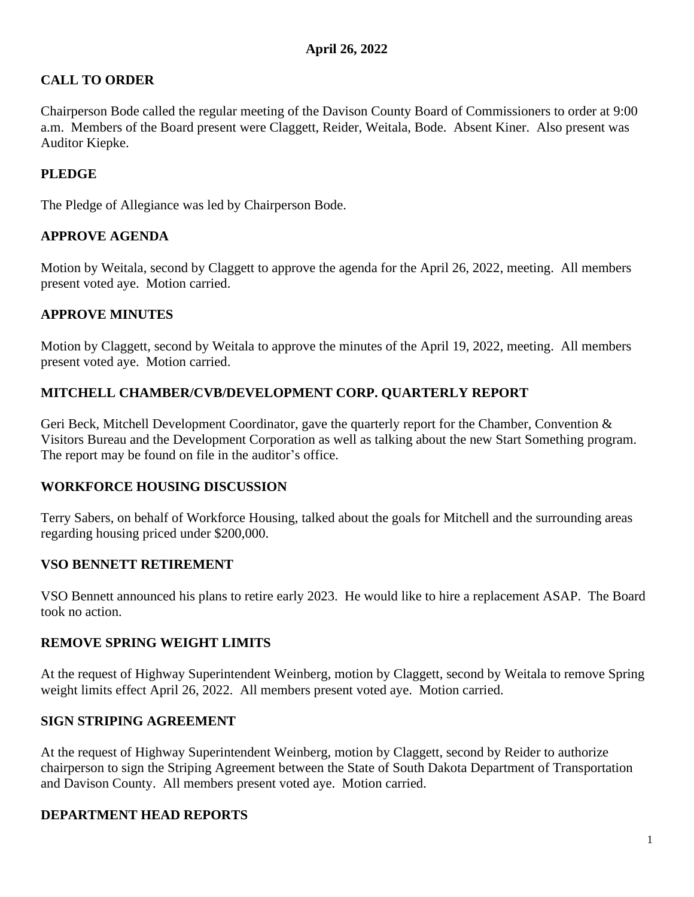**April 26, 2022**

## CALL TO ORDER

Chairperson Bode called the regular meeting of the Davison County Board of Commissioners to order at 9:00 a.m. Members of the Board present were Claggett, Reider, Weitala, Bode. Absent Kiner. Also present was Auditor Kiepke.

## PLEDGE

The Pledge of Allegiance was led by Chairperson Bode.

## APPROVE AGENDA

Motion by Weitala, second by Claggett to approve the agenda for the April 26, 2022, meeting. All members present voted aye. Motion carried.

## APPROVE MINUTES

Motion by Claggett, second by Weitala to approve the minutes of the April 19, 2022, meeting. All members present voted aye. Motion carried.

## MITCHELL CHAMBER/CVB/DEVELOPMENT CORP. QUARTERLY REPORT

Geri Beck, Mitchell Development Coordinator, gave the quarterly report for the Chamber, Convention & Visitors Bureau and the Development Corporation as well as talking about the new Start Something program. The report may be found on file in the auditor's office.

## WORKFORCE HOUSING DISCUSSION

Terry Sabers, on behalf of Workforce Housing, talked about the goals for Mitchell and the surrounding areas regarding housing priced under $200,000.

## VSO BENNETT RETIREMENT

VSO Bennett announced his plans to retire early 2023. He would like to hire a replacement ASAP. The Board took no action.

## REMOVE SPRING WEIGHT LIMITS

At the request of Highway Superintendent Weinberg, motion by Claggett, second by Weitala to remove Spring weight limits effect April 26, 2022. All members present voted aye. Motion carried.

## SIGN STRIPING AGREEMENT

At the request of Highway Superintendent Weinberg, motion by Claggett, second by Reider to authorize chairperson to sign the Striping Agreement between the State of South Dakota Department of Transportation and Davison County. All members present voted aye. Motion carried.

## DEPARTMENT HEAD REPORTS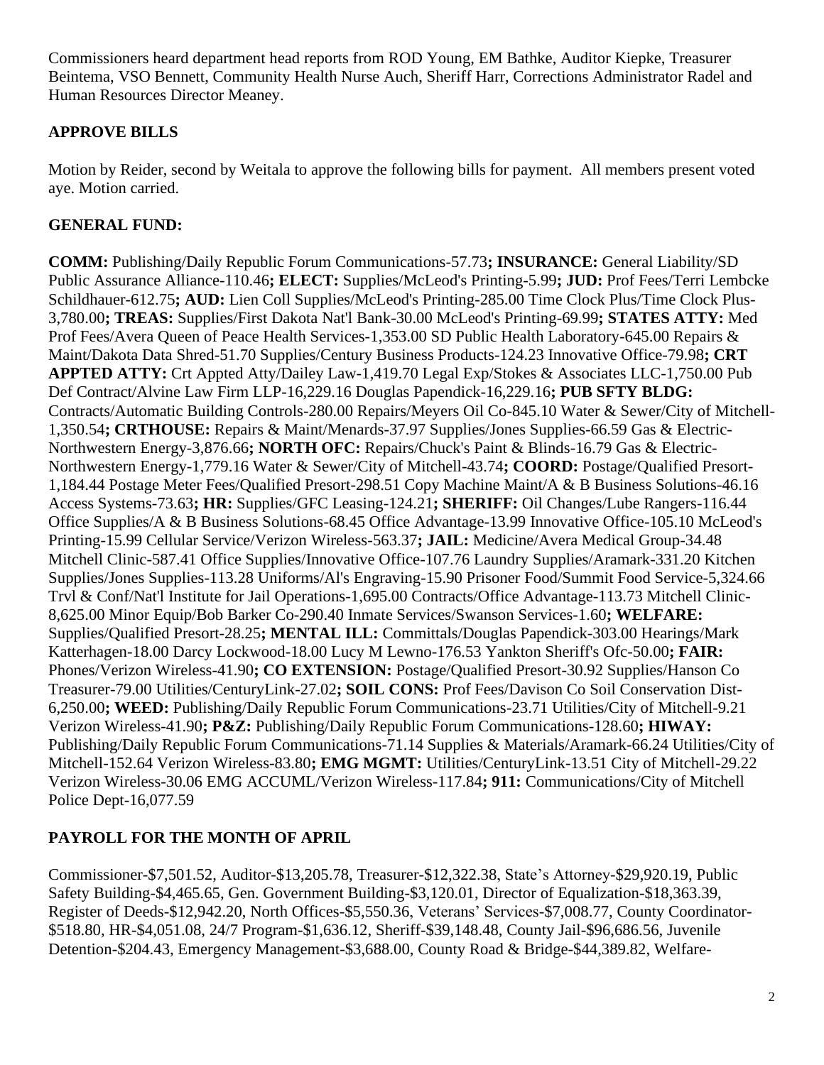Commissioners heard department head reports from ROD Young, EM Bathke, Auditor Kiepke, Treasurer Beintema, VSO Bennett, Community Health Nurse Auch, Sheriff Harr, Corrections Administrator Radel and Human Resources Director Meaney.

**APPROVE BILLS**

Motion by Reider, second by Weitala to approve the following bills for payment. All members present voted aye. Motion carried.

**GENERAL FUND:**

**COMM:** Publishing/Daily Republic Forum Communications-57.73**; INSURANCE:** General Liability/SD Public Assurance Alliance-110.46**; ELECT:** Supplies/McLeod's Printing-5.99**; JUD:** Prof Fees/Terri Lembcke Schildhauer-612.75**; AUD:** Lien Coll Supplies/McLeod's Printing-285.00 Time Clock Plus/Time Clock Plus-3,780.00**; TREAS:** Supplies/First Dakota Nat'l Bank-30.00 McLeod's Printing-69.99**; STATES ATTY:** Med Prof Fees/Avera Queen of Peace Health Services-1,353.00 SD Public Health Laboratory-645.00 Repairs & Maint/Dakota Data Shred-51.70 Supplies/Century Business Products-124.23 Innovative Office-79.98**; CRT APPTED ATTY:** Crt Appted Atty/Dailey Law-1,419.70 Legal Exp/Stokes & Associates LLC-1,750.00 Pub Def Contract/Alvine Law Firm LLP-16,229.16 Douglas Papendick-16,229.16**; PUB SFTY BLDG:** Contracts/Automatic Building Controls-280.00 Repairs/Meyers Oil Co-845.10 Water & Sewer/City of Mitchell-1,350.54**; CRTHOUSE:** Repairs & Maint/Menards-37.97 Supplies/Jones Supplies-66.59 Gas & Electric-Northwestern Energy-3,876.66**; NORTH OFC:** Repairs/Chuck's Paint & Blinds-16.79 Gas & Electric-Northwestern Energy-1,779.16 Water & Sewer/City of Mitchell-43.74**; COORD:** Postage/Qualified Presort-1,184.44 Postage Meter Fees/Qualified Presort-298.51 Copy Machine Maint/A & B Business Solutions-46.16 Access Systems-73.63**; HR:** Supplies/GFC Leasing-124.21**; SHERIFF:** Oil Changes/Lube Rangers-116.44 Office Supplies/A & B Business Solutions-68.45 Office Advantage-13.99 Innovative Office-105.10 McLeod's Printing-15.99 Cellular Service/Verizon Wireless-563.37**; JAIL:** Medicine/Avera Medical Group-34.48 Mitchell Clinic-587.41 Office Supplies/Innovative Office-107.76 Laundry Supplies/Aramark-331.20 Kitchen Supplies/Jones Supplies-113.28 Uniforms/Al's Engraving-15.90 Prisoner Food/Summit Food Service-5,324.66 Trvl & Conf/Nat'l Institute for Jail Operations-1,695.00 Contracts/Office Advantage-113.73 Mitchell Clinic-8,625.00 Minor Equip/Bob Barker Co-290.40 Inmate Services/Swanson Services-1.60**; WELFARE:** Supplies/Qualified Presort-28.25**; MENTAL ILL:** Committals/Douglas Papendick-303.00 Hearings/Mark Katterhagen-18.00 Darcy Lockwood-18.00 Lucy M Lewno-176.53 Yankton Sheriff's Ofc-50.00**; FAIR:** Phones/Verizon Wireless-41.90**; CO EXTENSION:** Postage/Qualified Presort-30.92 Supplies/Hanson Co Treasurer-79.00 Utilities/CenturyLink-27.02**; SOIL CONS:** Prof Fees/Davison Co Soil Conservation Dist-6,250.00**; WEED:** Publishing/Daily Republic Forum Communications-23.71 Utilities/City of Mitchell-9.21 Verizon Wireless-41.90**; P&Z:** Publishing/Daily Republic Forum Communications-128.60**; HIWAY:** Publishing/Daily Republic Forum Communications-71.14 Supplies & Materials/Aramark-66.24 Utilities/City of Mitchell-152.64 Verizon Wireless-83.80**; EMG MGMT:** Utilities/CenturyLink-13.51 City of Mitchell-29.22 Verizon Wireless-30.06 EMG ACCUML/Verizon Wireless-117.84**; 911:** Communications/City of Mitchell Police Dept-16,077.59

**PAYROLL FOR THE MONTH OF APRIL**

Commissioner-$7,501.52, Auditor-$13,205.78, Treasurer-$12,322.38, State's Attorney-$29,920.19, Public Safety Building-$4,465.65, Gen. Government Building-$3,120.01, Director of Equalization-$18,363.39, Register of Deeds-$12,942.20, North Offices-$5,550.36, Veterans' Services-$7,008.77, County Coordinator-$518.80, HR-$4,051.08, 24/7 Program-$1,636.12, Sheriff-$39,148.48, County Jail-$96,686.56, Juvenile Detention-$204.43, Emergency Management-$3,688.00, County Road & Bridge-$44,389.82, Welfare-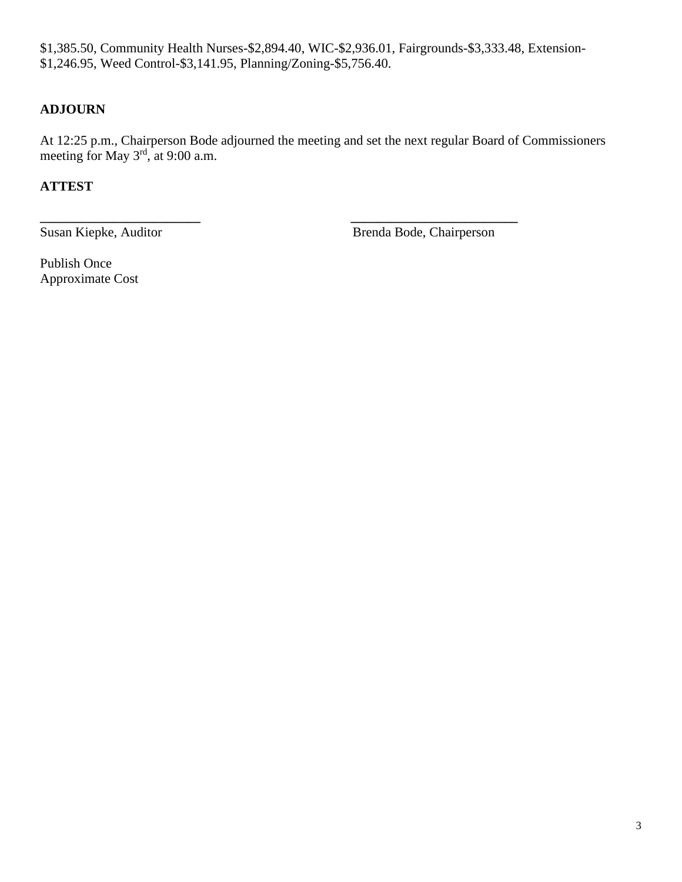$1,385.50, Community Health Nurses-$2,894.40, WIC-$2,936.01, Fairgrounds-$3,333.48, Extension-$1,246.95, Weed Control-$3,141.95, Planning/Zoning-$5,756.40.

**ADJOURN**

At 12:25 p.m., Chairperson Bode adjourned the meeting and set the next regular Board of Commissioners meeting for May 3rd, at 9:00 a.m.

**ATTEST**

\_\_\_\_\_\_\_\_\_\_\_\_\_\_\_\_\_\_\_\_\_\_\_\_
Susan Kiepke, Auditor

\_\_\_\_\_\_\_\_\_\_\_\_\_\_\_\_\_\_\_\_\_\_\_\_
Brenda Bode, Chairperson

Publish Once
Approximate Cost